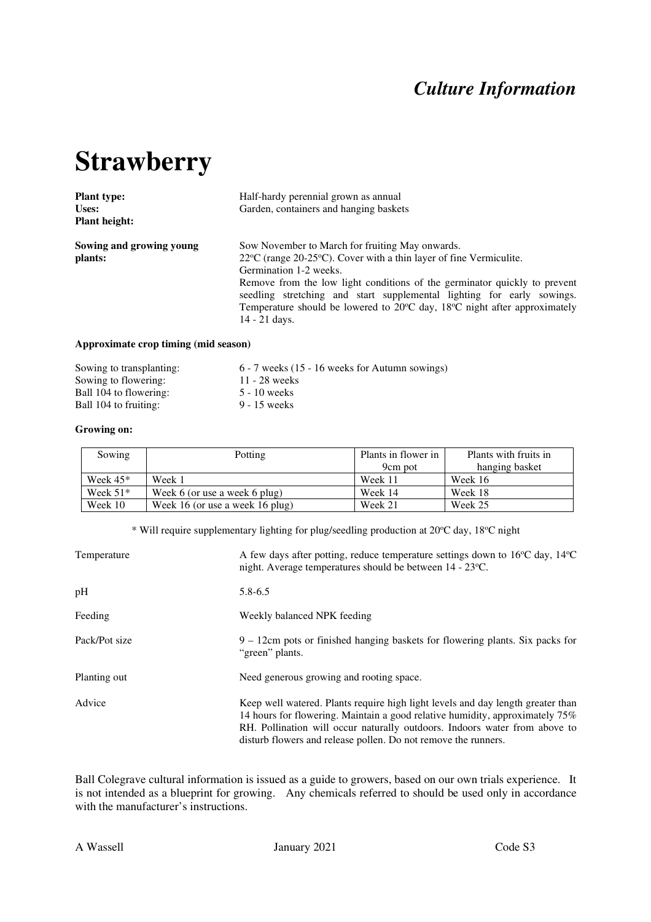*Culture Information*

# Strawberry

**Plant type:** Half-hardy perennial grown as annual
**Uses:** Garden, containers and hanging baskets
**Plant height:**

**Sowing and growing young plants:** Sow November to March for fruiting May onwards.
22ºC (range 20-25ºC). Cover with a thin layer of fine Vermiculite.
Germination 1-2 weeks.
Remove from the low light conditions of the germinator quickly to prevent seedling stretching and start supplemental lighting for early sowings. Temperature should be lowered to 20ºC day, 18ºC night after approximately 14 - 21 days.

**Approximate crop timing (mid season)**

Sowing to transplanting: 6 - 7 weeks (15 - 16 weeks for Autumn sowings)
Sowing to flowering: 11 - 28 weeks
Ball 104 to flowering: 5 - 10 weeks
Ball 104 to fruiting: 9 - 15 weeks

**Growing on:**

| Sowing | Potting | Plants in flower in 9cm pot | Plants with fruits in hanging basket |
|---|---|---|---|
| Week 45* | Week 1 | Week 11 | Week 16 |
| Week 51* | Week 6 (or use a week 6 plug) | Week 14 | Week 18 |
| Week 10 | Week 16 (or use a week 16 plug) | Week 21 | Week 25 |

\* Will require supplementary lighting for plug/seedling production at 20ºC day, 18ºC night

Temperature: A few days after potting, reduce temperature settings down to 16ºC day, 14ºC night. Average temperatures should be between 14 - 23ºC.

pH: 5.8-6.5

Feeding: Weekly balanced NPK feeding

Pack/Pot size: 9 – 12cm pots or finished hanging baskets for flowering plants. Six packs for "green" plants.

Planting out: Need generous growing and rooting space.

Advice: Keep well watered. Plants require high light levels and day length greater than 14 hours for flowering. Maintain a good relative humidity, approximately 75% RH. Pollination will occur naturally outdoors. Indoors water from above to disturb flowers and release pollen. Do not remove the runners.

Ball Colegrave cultural information is issued as a guide to growers, based on our own trials experience. It is not intended as a blueprint for growing. Any chemicals referred to should be used only in accordance with the manufacturer's instructions.

A Wassell January 2021 Code S3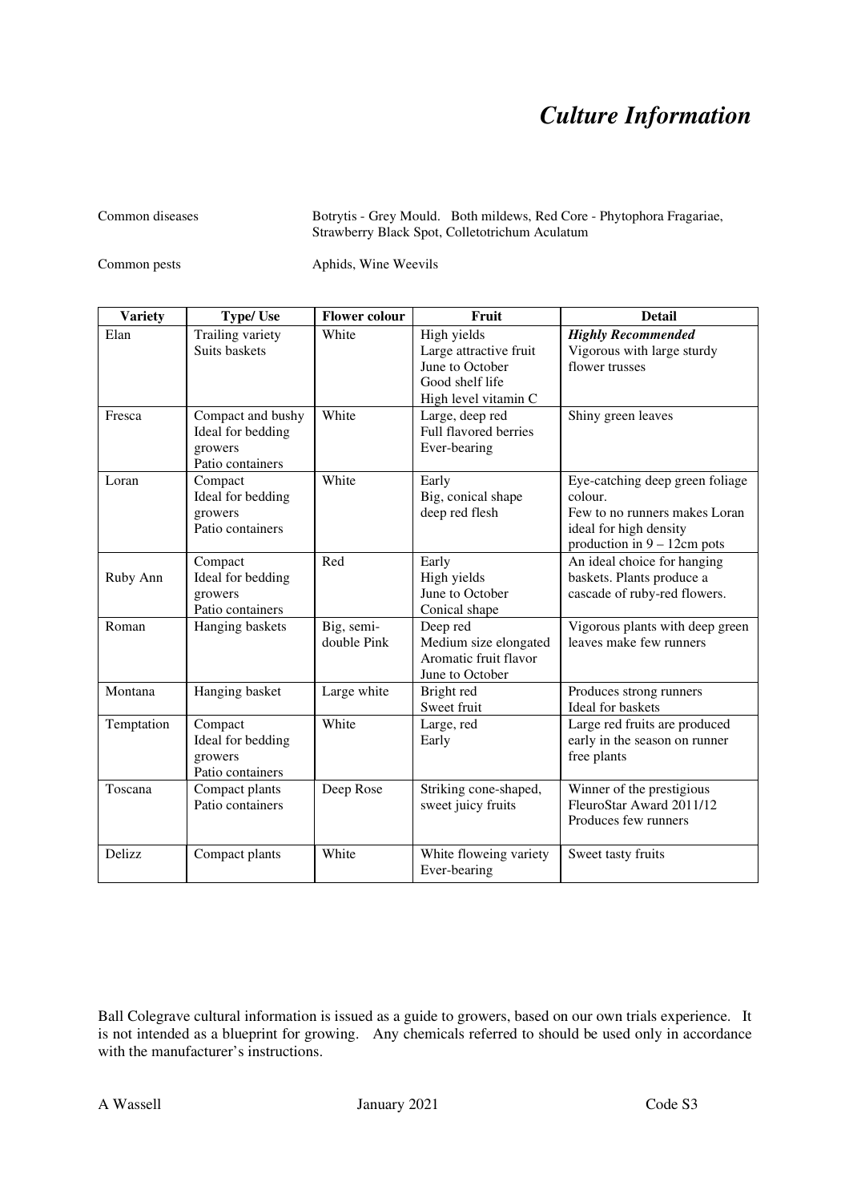# *Culture Information*

Common diseases — Botrytis - Grey Mould. Both mildews, Red Core - Phytophora Fragariae, Strawberry Black Spot, Colletotrichum Aculatum

Common pests — Aphids, Wine Weevils

| Variety | Type/ Use | Flower colour | Fruit | Detail |
|---|---|---|---|---|
| Elan | Trailing variety<br>Suits baskets | White | High yields<br>Large attractive fruit<br>June to October<br>Good shelf life<br>High level vitamin C | ***Highly Recommended***<br>Vigorous with large sturdy flower trusses |
| Fresca | Compact and bushy<br>Ideal for bedding growers<br>Patio containers | White | Large, deep red<br>Full flavored berries<br>Ever-bearing | Shiny green leaves |
| Loran | Compact<br>Ideal for bedding growers<br>Patio containers | White | Early<br>Big, conical shape<br>deep red flesh | Eye-catching deep green foliage colour.<br>Few to no runners makes Loran ideal for high density production in 9 – 12cm pots |
| Ruby Ann | Compact<br>Ideal for bedding growers<br>Patio containers | Red | Early<br>High yields<br>June to October<br>Conical shape | An ideal choice for hanging baskets. Plants produce a cascade of ruby-red flowers. |
| Roman | Hanging baskets | Big, semi-double Pink | Deep red<br>Medium size elongated<br>Aromatic fruit flavor<br>June to October | Vigorous plants with deep green leaves make few runners |
| Montana | Hanging basket | Large white | Bright red<br>Sweet fruit | Produces strong runners<br>Ideal for baskets |
| Temptation | Compact<br>Ideal for bedding growers<br>Patio containers | White | Large, red<br>Early | Large red fruits are produced early in the season on runner free plants |
| Toscana | Compact plants<br>Patio containers | Deep Rose | Striking cone-shaped, sweet juicy fruits | Winner of the prestigious FleuroStar Award 2011/12<br>Produces few runners |
| Delizz | Compact plants | White | White floweing variety<br>Ever-bearing | Sweet tasty fruits |

Ball Colegrave cultural information is issued as a guide to growers, based on our own trials experience. It is not intended as a blueprint for growing. Any chemicals referred to should be used only in accordance with the manufacturer's instructions.

A Wassell — January 2021 — Code S3